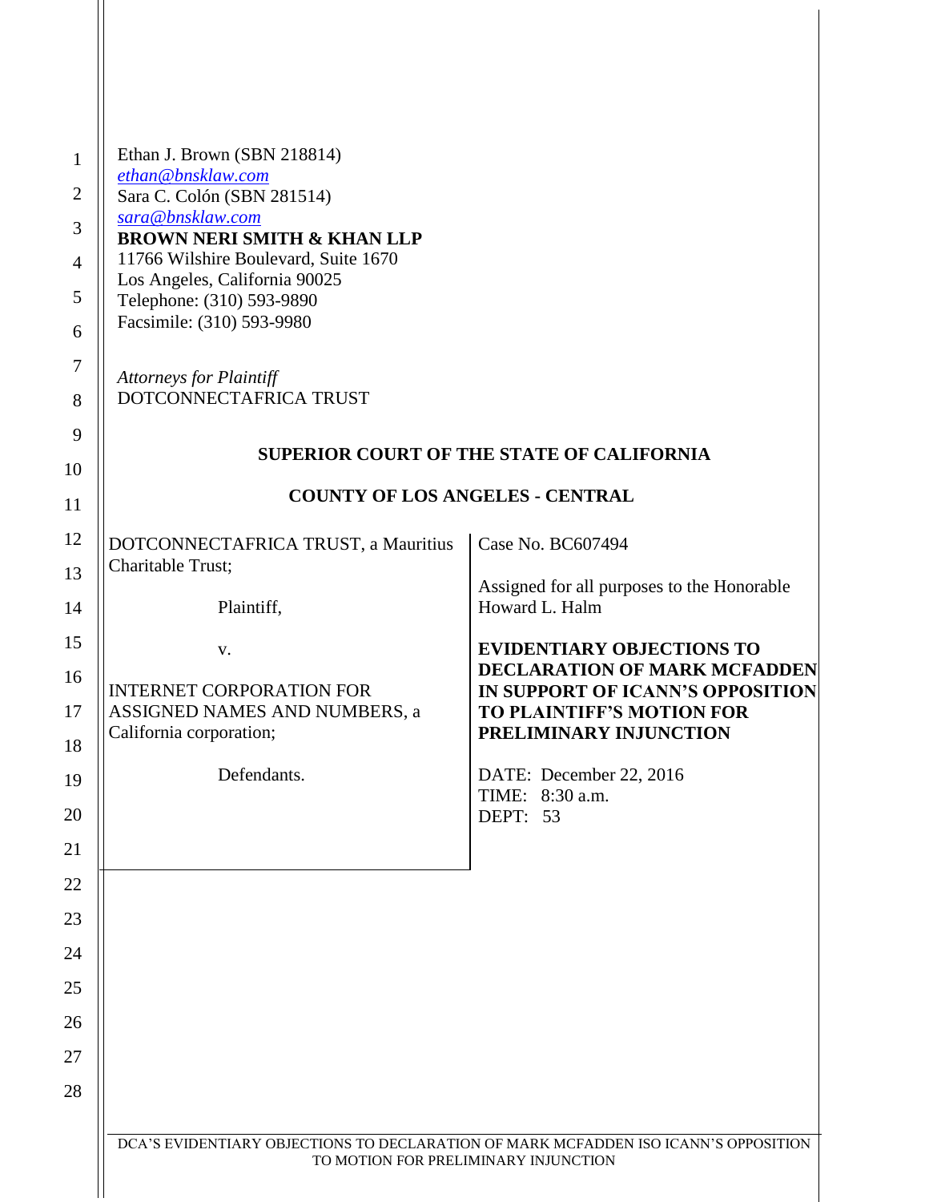Ethan J. Brown (SBN 218814)
ethan@bnsklaw.com
Sara C. Colón (SBN 281514)
sara@bnsklaw.com
**BROWN NERI SMITH & KHAN LLP**
11766 Wilshire Boulevard, Suite 1670
Los Angeles, California 90025
Telephone: (310) 593-9890
Facsimile: (310) 593-9980

*Attorneys for Plaintiff*
DOTCONNECTAFRICA TRUST

**SUPERIOR COURT OF THE STATE OF CALIFORNIA**

**COUNTY OF LOS ANGELES - CENTRAL**

| | |
|---|---|
| DOTCONNECTAFRICA TRUST, a Mauritius Charitable Trust;<br><br>Plaintiff,<br><br>v.<br><br>INTERNET CORPORATION FOR ASSIGNED NAMES AND NUMBERS, a California corporation;<br><br>Defendants. | Case No. BC607494<br><br>Assigned for all purposes to the Honorable Howard L. Halm<br><br>**EVIDENTIARY OBJECTIONS TO DECLARATION OF MARK MCFADDEN IN SUPPORT OF ICANN'S OPPOSITION TO PLAINTIFF'S MOTION FOR PRELIMINARY INJUNCTION**<br><br>DATE: December 22, 2016<br>TIME: 8:30 a.m.<br>DEPT: 53 |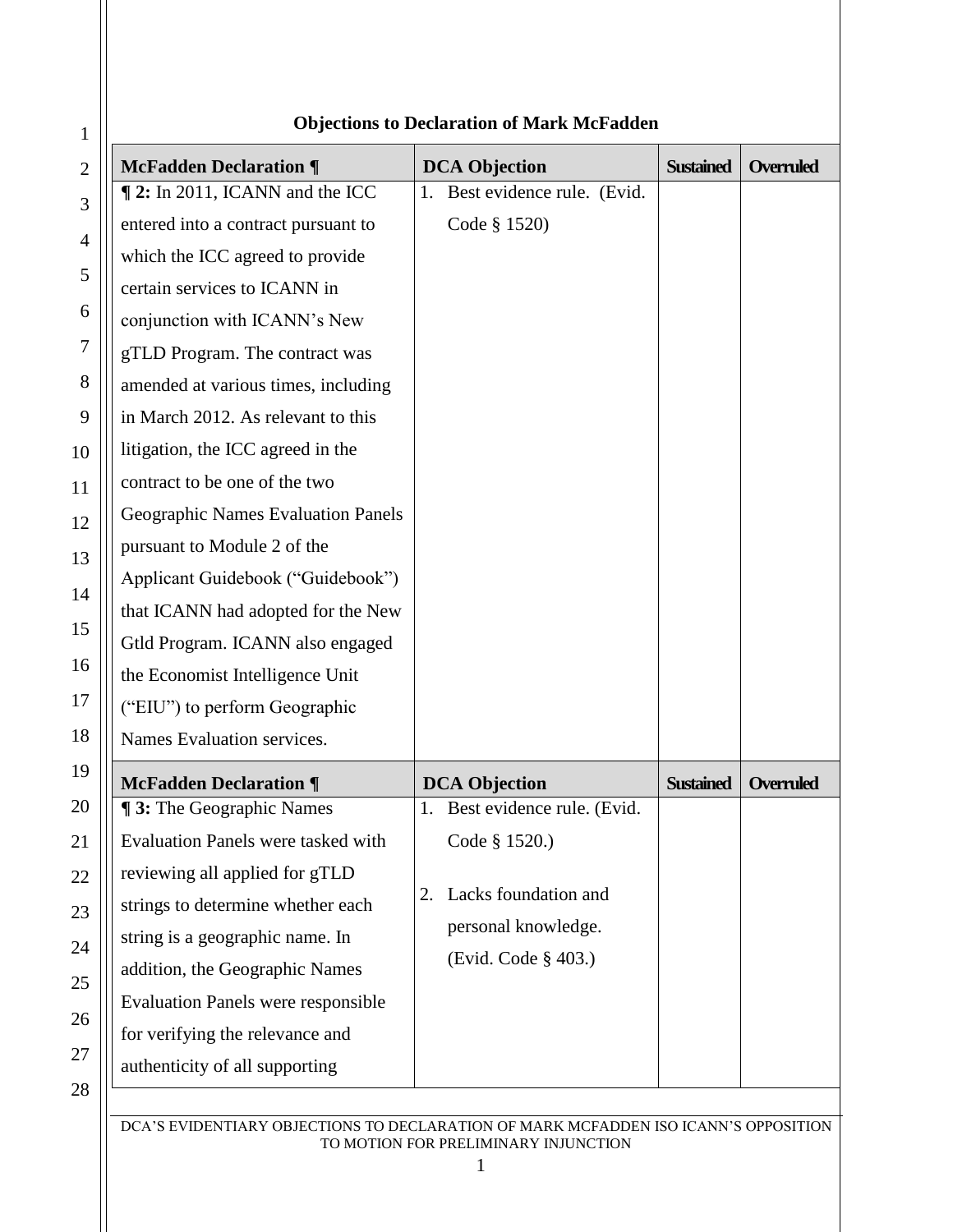**Objections to Declaration of Mark McFadden**

| McFadden Declaration ¶ | DCA Objection | Sustained | Overruled |
|---|---|---|---|
| **¶ 2:** In 2011, ICANN and the ICC entered into a contract pursuant to which the ICC agreed to provide certain services to ICANN in conjunction with ICANN's New gTLD Program. The contract was amended at various times, including in March 2012. As relevant to this litigation, the ICC agreed in the contract to be one of the two Geographic Names Evaluation Panels pursuant to Module 2 of the Applicant Guidebook ("Guidebook") that ICANN had adopted for the New Gtld Program. ICANN also engaged the Economist Intelligence Unit ("EIU") to perform Geographic Names Evaluation services. | 1. Best evidence rule. (Evid. Code § 1520) | | |

| McFadden Declaration ¶ | DCA Objection | Sustained | Overruled |
|---|---|---|---|
| **¶ 3:** The Geographic Names Evaluation Panels were tasked with reviewing all applied for gTLD strings to determine whether each string is a geographic name. In addition, the Geographic Names Evaluation Panels were responsible for verifying the relevance and authenticity of all supporting | 1. Best evidence rule. (Evid. Code § 1520.)<br><br>2. Lacks foundation and personal knowledge. (Evid. Code § 403.) | | |

DCA'S EVIDENTIARY OBJECTIONS TO DECLARATION OF MARK MCFADDEN ISO ICANN'S OPPOSITION TO MOTION FOR PRELIMINARY INJUNCTION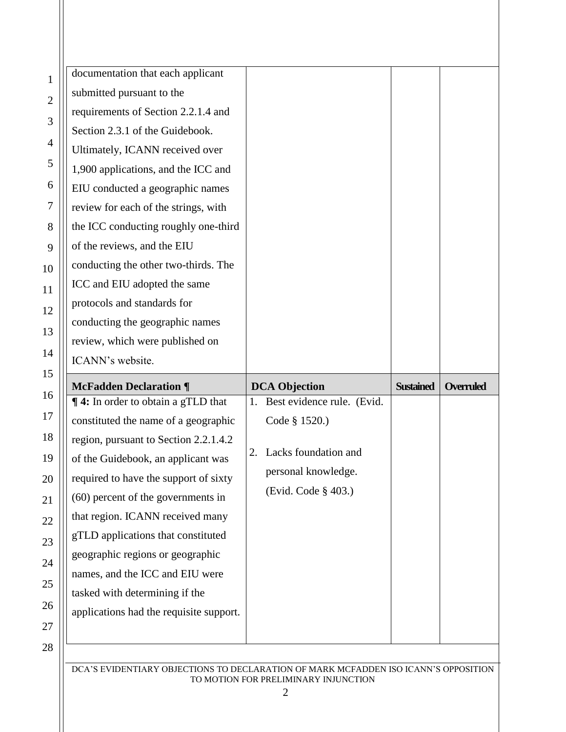| | | | |
|---|---|---|---|
| documentation that each applicant submitted pursuant to the requirements of Section 2.2.1.4 and Section 2.3.1 of the Guidebook. Ultimately, ICANN received over 1,900 applications, and the ICC and EIU conducted a geographic names review for each of the strings, with the ICC conducting roughly one-third of the reviews, and the EIU conducting the other two-thirds. The ICC and EIU adopted the same protocols and standards for conducting the geographic names review, which were published on ICANN's website. | | | |

| McFadden Declaration ¶ | DCA Objection | Sustained | Overruled |
|---|---|---|---|
| **¶ 4:** In order to obtain a gTLD that constituted the name of a geographic region, pursuant to Section 2.2.1.4.2 of the Guidebook, an applicant was required to have the support of sixty (60) percent of the governments in that region. ICANN received many gTLD applications that constituted geographic regions or geographic names, and the ICC and EIU were tasked with determining if the applications had the requisite support. | 1. Best evidence rule. (Evid. Code § 1520.)<br><br>2. Lacks foundation and personal knowledge. (Evid. Code § 403.) | | |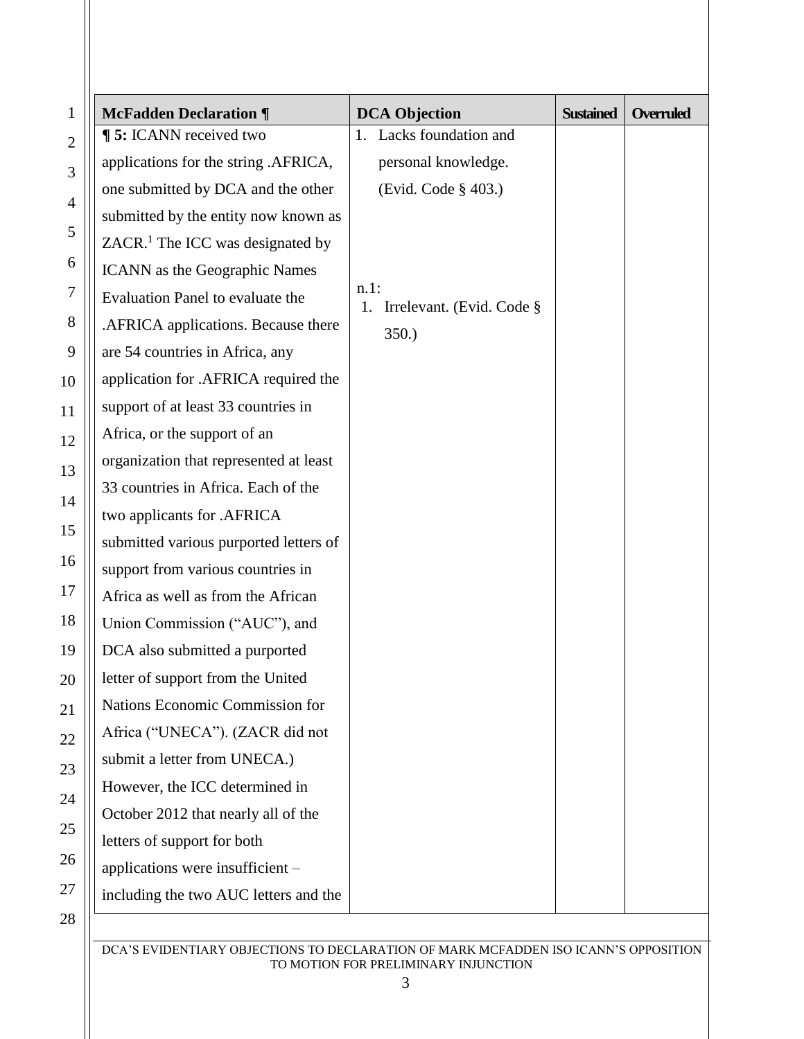| McFadden Declaration ¶ | DCA Objection | Sustained | Overruled |
|---|---|---|---|
| **¶ 5:** ICANN received two applications for the string .AFRICA, one submitted by DCA and the other submitted by the entity now known as ZACR.[1] The ICC was designated by ICANN as the Geographic Names Evaluation Panel to evaluate the .AFRICA applications. Because there are 54 countries in Africa, any application for .AFRICA required the support of at least 33 countries in Africa, or the support of an organization that represented at least 33 countries in Africa. Each of the two applicants for .AFRICA submitted various purported letters of support from various countries in Africa as well as from the African Union Commission ("AUC"), and DCA also submitted a purported letter of support from the United Nations Economic Commission for Africa ("UNECA"). (ZACR did not submit a letter from UNECA.) However, the ICC determined in October 2012 that nearly all of the letters of support for both applications were insufficient – including the two AUC letters and the | 1. Lacks foundation and personal knowledge. (Evid. Code § 403.)<br><br>n.1:<br>1. Irrelevant. (Evid. Code § 350.) | | |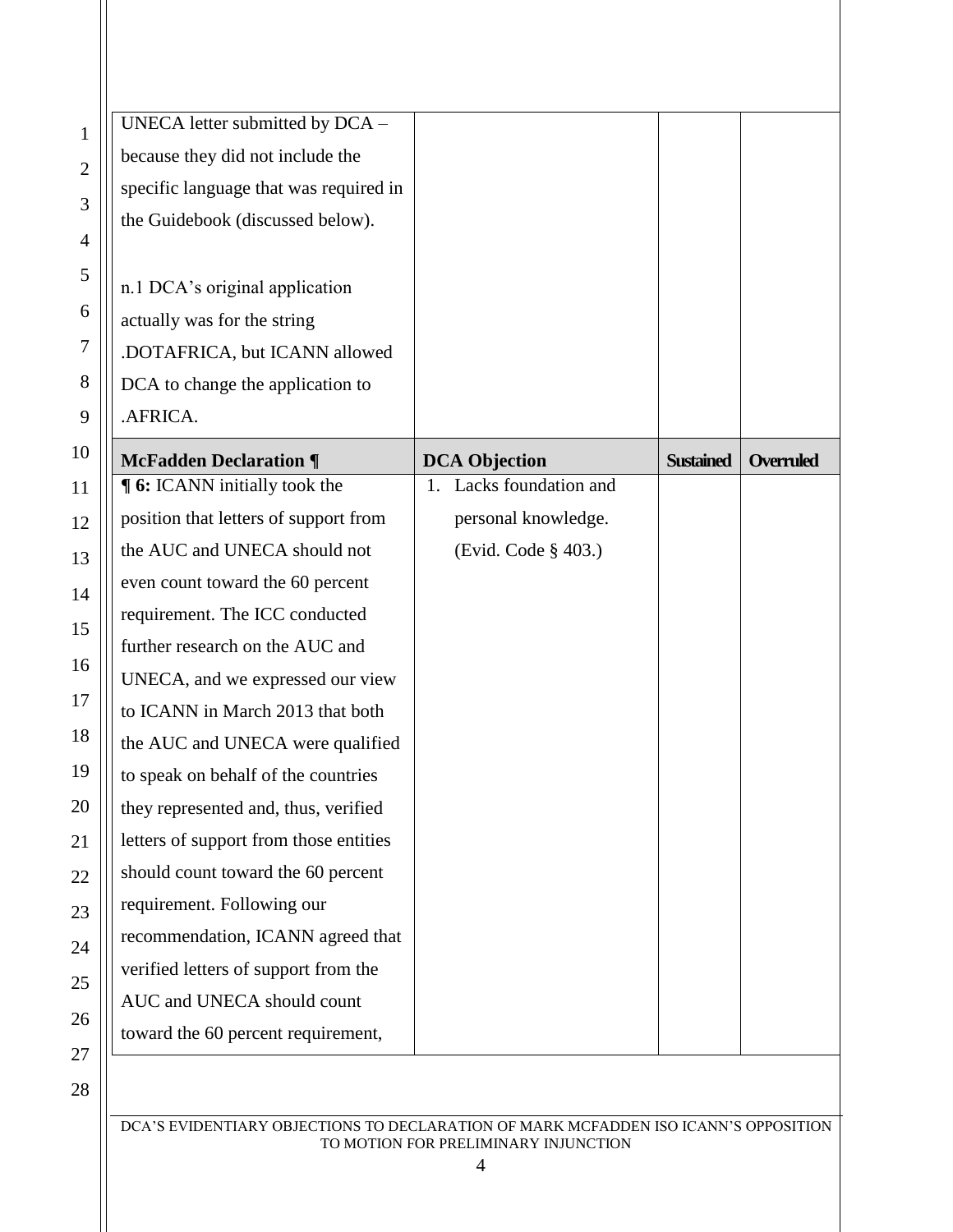| | | | |
|---|---|---|---|
| UNECA letter submitted by DCA – because they did not include the specific language that was required in the Guidebook (discussed below).<br><br>n.1 DCA's original application actually was for the string .DOTAFRICA, but ICANN allowed DCA to change the application to .AFRICA. | | | |
| **McFadden Declaration ¶** | **DCA Objection** | **Sustained** | **Overruled** |
| **¶ 6:** ICANN initially took the position that letters of support from the AUC and UNECA should not even count toward the 60 percent requirement. The ICC conducted further research on the AUC and UNECA, and we expressed our view to ICANN in March 2013 that both the AUC and UNECA were qualified to speak on behalf of the countries they represented and, thus, verified letters of support from those entities should count toward the 60 percent requirement. Following our recommendation, ICANN agreed that verified letters of support from the AUC and UNECA should count toward the 60 percent requirement, | 1. Lacks foundation and personal knowledge. (Evid. Code § 403.) | | |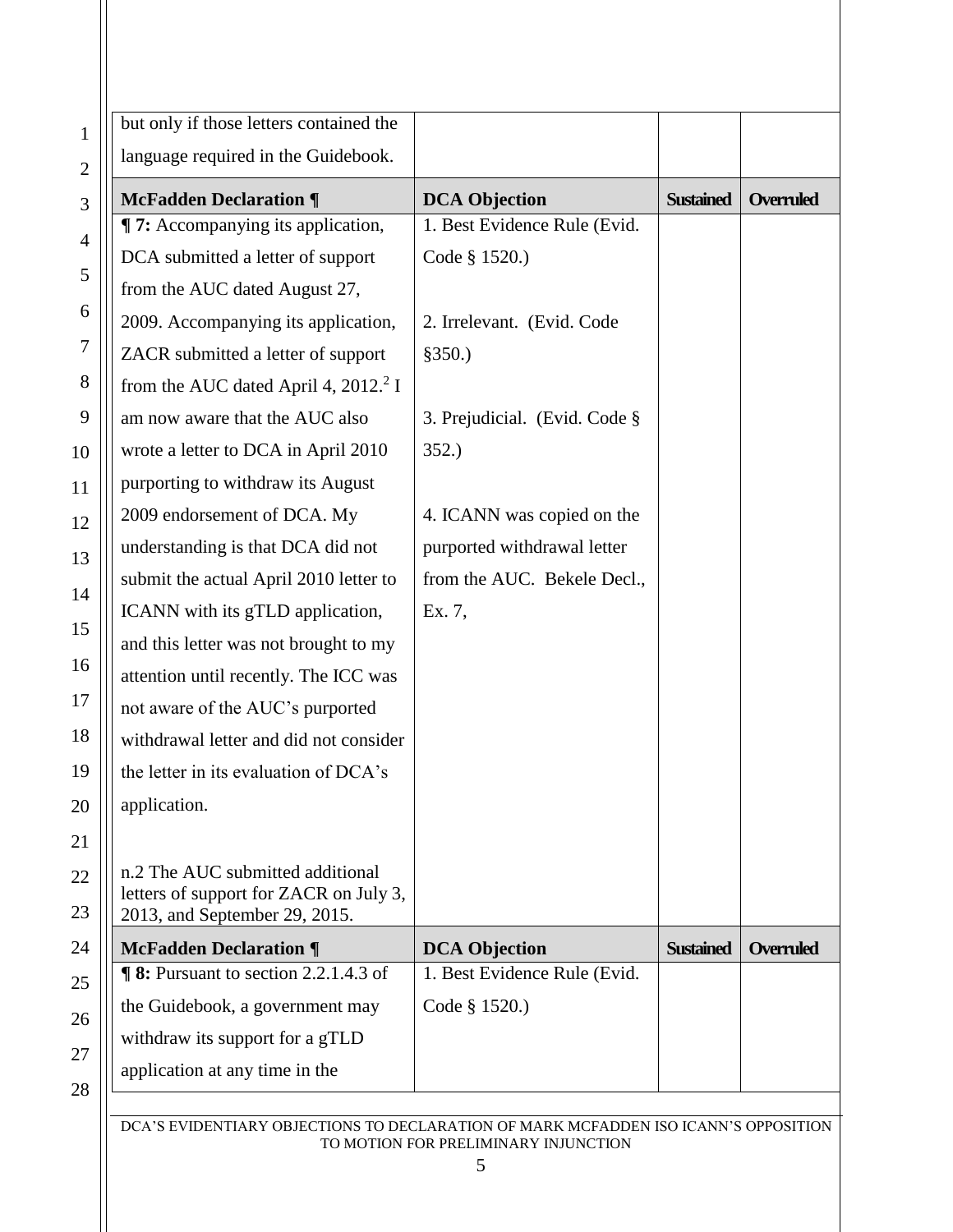| | | | |
|---|---|---|---|
| but only if those letters contained the language required in the Guidebook. | | | |

| McFadden Declaration ¶ | DCA Objection | Sustained | Overruled |
|---|---|---|---|
| **¶ 7:** Accompanying its application, DCA submitted a letter of support from the AUC dated August 27, 2009. Accompanying its application, ZACR submitted a letter of support from the AUC dated April 4, 2012.[2] I am now aware that the AUC also wrote a letter to DCA in April 2010 purporting to withdraw its August 2009 endorsement of DCA. My understanding is that DCA did not submit the actual April 2010 letter to ICANN with its gTLD application, and this letter was not brought to my attention until recently. The ICC was not aware of the AUC's purported withdrawal letter and did not consider the letter in its evaluation of DCA's application.<br><br>n.2 The AUC submitted additional letters of support for ZACR on July 3, 2013, and September 29, 2015. | 1. Best Evidence Rule (Evid. Code § 1520.)<br><br>2. Irrelevant. (Evid. Code §350.)<br><br>3. Prejudicial. (Evid. Code § 352.)<br><br>4. ICANN was copied on the purported withdrawal letter from the AUC. Bekele Decl., Ex. 7, | | |

| McFadden Declaration ¶ | DCA Objection | Sustained | Overruled |
|---|---|---|---|
| **¶ 8:** Pursuant to section 2.2.1.4.3 of the Guidebook, a government may withdraw its support for a gTLD application at any time in the | 1. Best Evidence Rule (Evid. Code § 1520.) | | |

DCA'S EVIDENTIARY OBJECTIONS TO DECLARATION OF MARK MCFADDEN ISO ICANN'S OPPOSITION TO MOTION FOR PRELIMINARY INJUNCTION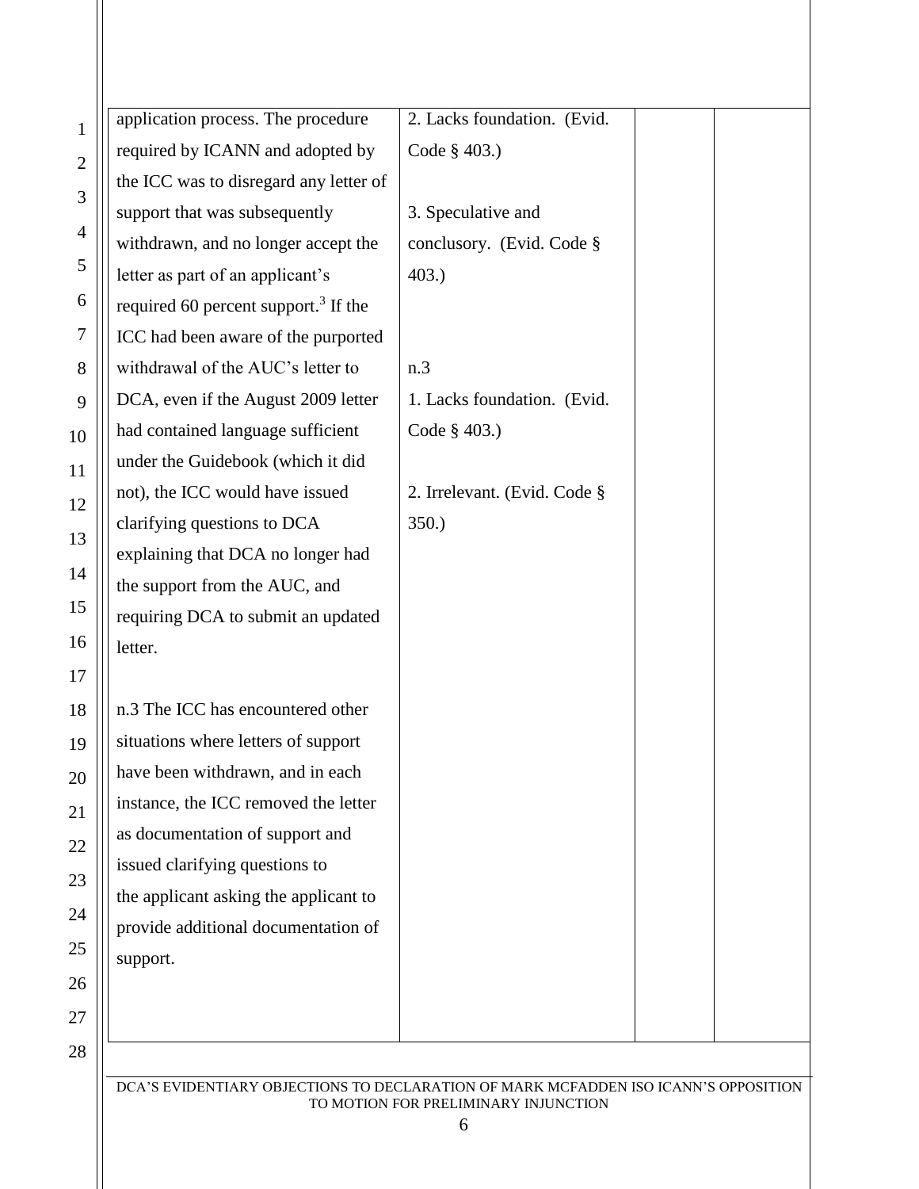| | | | |
|---|---|---|---|
| application process. The procedure required by ICANN and adopted by the ICC was to disregard any letter of support that was subsequently withdrawn, and no longer accept the letter as part of an applicant's required 60 percent support.[3] If the ICC had been aware of the purported withdrawal of the AUC's letter to DCA, even if the August 2009 letter had contained language sufficient under the Guidebook (which it did not), the ICC would have issued clarifying questions to DCA explaining that DCA no longer had the support from the AUC, and requiring DCA to submit an updated letter.<br><br>n.3 The ICC has encountered other situations where letters of support have been withdrawn, and in each instance, the ICC removed the letter as documentation of support and issued clarifying questions to the applicant asking the applicant to provide additional documentation of support. | 2. Lacks foundation. (Evid. Code § 403.)<br><br>3. Speculative and conclusory. (Evid. Code § 403.)<br><br>n.3<br>1. Lacks foundation. (Evid. Code § 403.)<br><br>2. Irrelevant. (Evid. Code § 350.) | | |

DCA'S EVIDENTIARY OBJECTIONS TO DECLARATION OF MARK MCFADDEN ISO ICANN'S OPPOSITION TO MOTION FOR PRELIMINARY INJUNCTION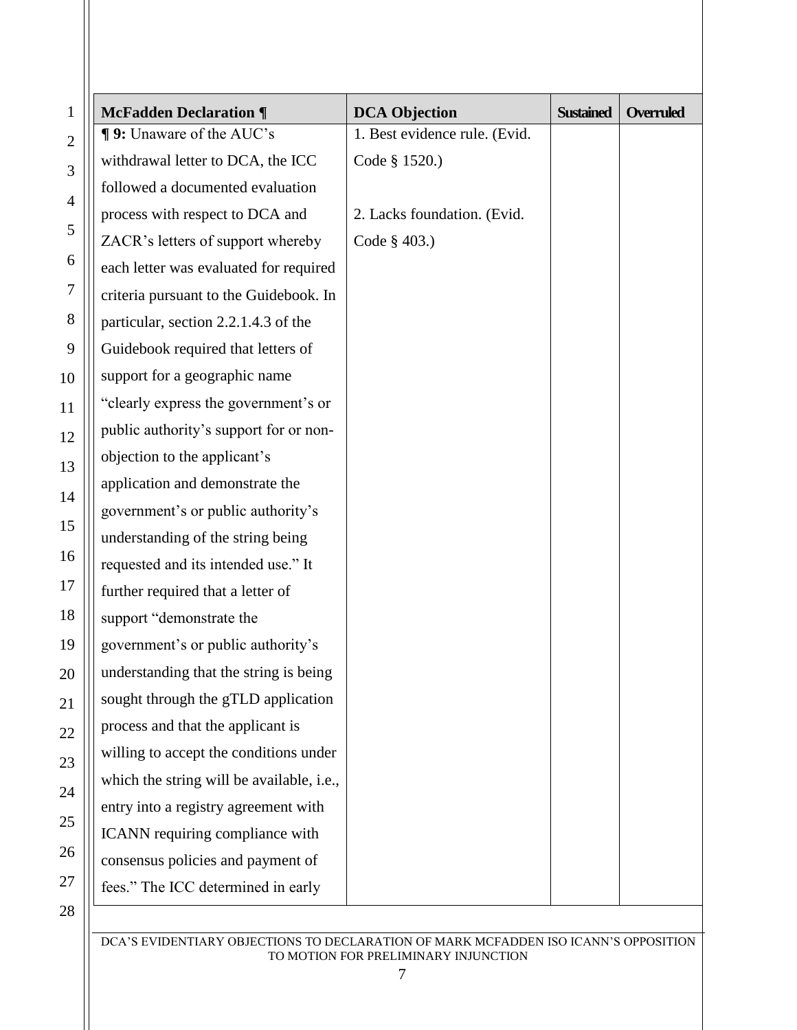| McFadden Declaration ¶ | DCA Objection | Sustained | Overruled |
|---|---|---|---|
| **¶ 9:** Unaware of the AUC's withdrawal letter to DCA, the ICC followed a documented evaluation process with respect to DCA and ZACR's letters of support whereby each letter was evaluated for required criteria pursuant to the Guidebook. In particular, section 2.2.1.4.3 of the Guidebook required that letters of support for a geographic name "clearly express the government's or public authority's support for or non-objection to the applicant's application and demonstrate the government's or public authority's understanding of the string being requested and its intended use." It further required that a letter of support "demonstrate the government's or public authority's understanding that the string is being sought through the gTLD application process and that the applicant is willing to accept the conditions under which the string will be available, i.e., entry into a registry agreement with ICANN requiring compliance with consensus policies and payment of fees." The ICC determined in early | 1. Best evidence rule. (Evid. Code § 1520.)<br><br>2. Lacks foundation. (Evid. Code § 403.) | | |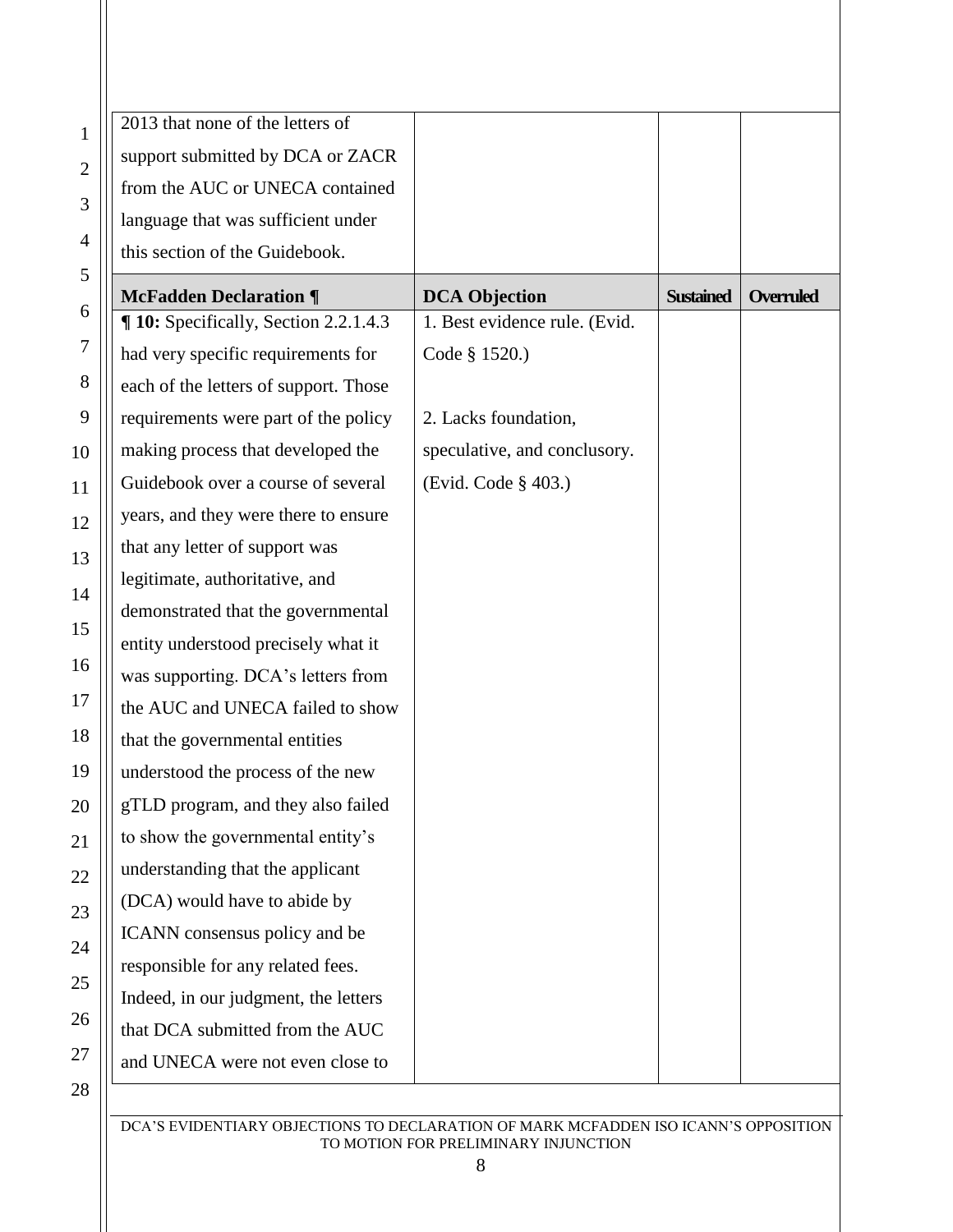| | | | |
|---|---|---|---|
| 2013 that none of the letters of support submitted by DCA or ZACR from the AUC or UNECA contained language that was sufficient under this section of the Guidebook. | | | |

| **McFadden Declaration ¶** | **DCA Objection** | **Sustained** | **Overruled** |
|---|---|---|---|
| **¶ 10:** Specifically, Section 2.2.1.4.3 had very specific requirements for each of the letters of support. Those requirements were part of the policy making process that developed the Guidebook over a course of several years, and they were there to ensure that any letter of support was legitimate, authoritative, and demonstrated that the governmental entity understood precisely what it was supporting. DCA's letters from the AUC and UNECA failed to show that the governmental entities understood the process of the new gTLD program, and they also failed to show the governmental entity's understanding that the applicant (DCA) would have to abide by ICANN consensus policy and be responsible for any related fees. Indeed, in our judgment, the letters that DCA submitted from the AUC and UNECA were not even close to | 1. Best evidence rule. (Evid. Code § 1520.)<br><br>2. Lacks foundation, speculative, and conclusory. (Evid. Code § 403.) | | |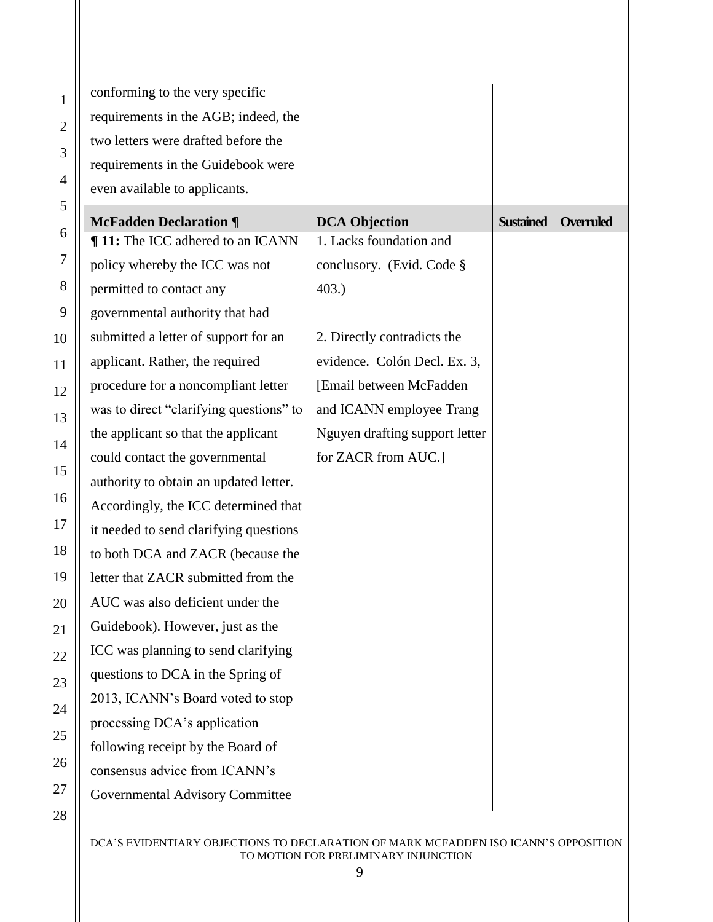| | | | |
|---|---|---|---|
| conforming to the very specific requirements in the AGB; indeed, the two letters were drafted before the requirements in the Guidebook were even available to applicants. | | | |

| **McFadden Declaration ¶** | **DCA Objection** | **Sustained** | **Overruled** |
|---|---|---|---|
| **¶ 11:** The ICC adhered to an ICANN policy whereby the ICC was not permitted to contact any governmental authority that had submitted a letter of support for an applicant. Rather, the required procedure for a noncompliant letter was to direct "clarifying questions" to the applicant so that the applicant could contact the governmental authority to obtain an updated letter. Accordingly, the ICC determined that it needed to send clarifying questions to both DCA and ZACR (because the letter that ZACR submitted from the AUC was also deficient under the Guidebook). However, just as the ICC was planning to send clarifying questions to DCA in the Spring of 2013, ICANN's Board voted to stop processing DCA's application following receipt by the Board of consensus advice from ICANN's Governmental Advisory Committee | 1. Lacks foundation and conclusory. (Evid. Code § 403.)<br><br>2. Directly contradicts the evidence. Colón Decl. Ex. 3, [Email between McFadden and ICANN employee Trang Nguyen drafting support letter for ZACR from AUC.] | | |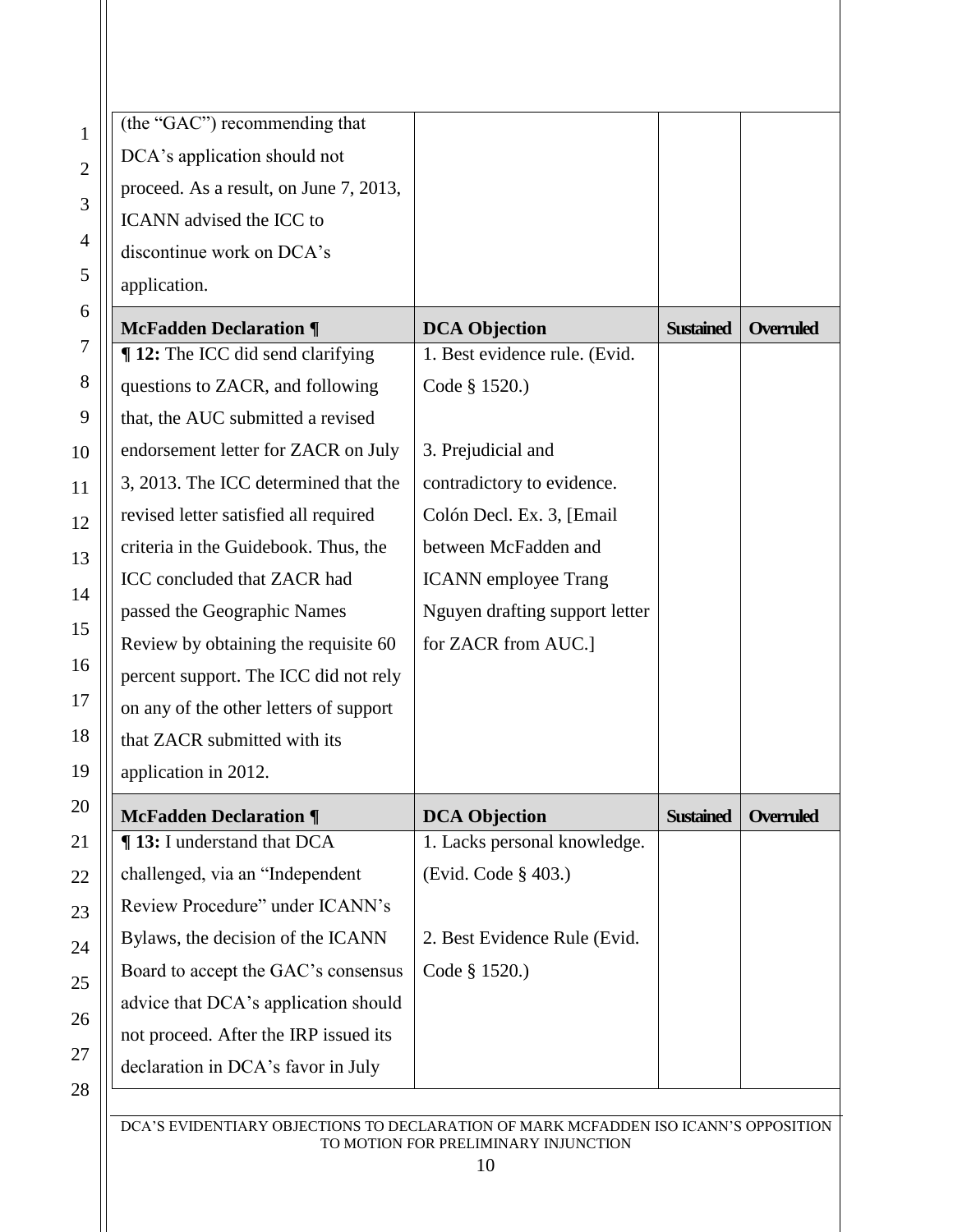| | | | |
|---|---|---|---|
| (the "GAC") recommending that DCA's application should not proceed. As a result, on June 7, 2013, ICANN advised the ICC to discontinue work on DCA's application. | | | |

| McFadden Declaration ¶ | DCA Objection | Sustained | Overruled |
|---|---|---|---|
| **¶ 12:** The ICC did send clarifying questions to ZACR, and following that, the AUC submitted a revised endorsement letter for ZACR on July 3, 2013. The ICC determined that the revised letter satisfied all required criteria in the Guidebook. Thus, the ICC concluded that ZACR had passed the Geographic Names Review by obtaining the requisite 60 percent support. The ICC did not rely on any of the other letters of support that ZACR submitted with its application in 2012. | 1. Best evidence rule. (Evid. Code § 1520.)<br><br>3. Prejudicial and contradictory to evidence. Colón Decl. Ex. 3, [Email between McFadden and ICANN employee Trang Nguyen drafting support letter for ZACR from AUC.] | | |

| McFadden Declaration ¶ | DCA Objection | Sustained | Overruled |
|---|---|---|---|
| **¶ 13:** I understand that DCA challenged, via an "Independent Review Procedure" under ICANN's Bylaws, the decision of the ICANN Board to accept the GAC's consensus advice that DCA's application should not proceed. After the IRP issued its declaration in DCA's favor in July | 1. Lacks personal knowledge. (Evid. Code § 403.)<br><br>2. Best Evidence Rule (Evid. Code § 1520.) | | |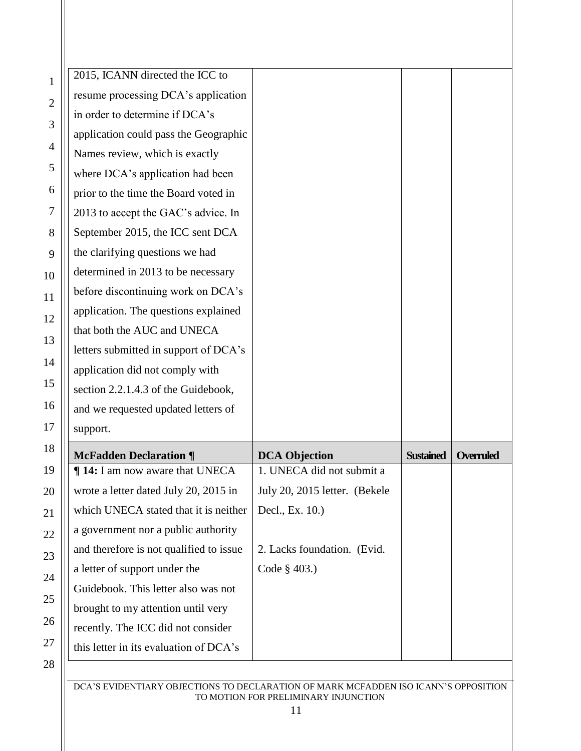| | | | |
|---|---|---|---|
| 2015, ICANN directed the ICC to resume processing DCA's application in order to determine if DCA's application could pass the Geographic Names review, which is exactly where DCA's application had been prior to the time the Board voted in 2013 to accept the GAC's advice. In September 2015, the ICC sent DCA the clarifying questions we had determined in 2013 to be necessary before discontinuing work on DCA's application. The questions explained that both the AUC and UNECA letters submitted in support of DCA's application did not comply with section 2.2.1.4.3 of the Guidebook, and we requested updated letters of support. | | | |
| **McFadden Declaration ¶** | **DCA Objection** | **Sustained** | **Overruled** |
| **¶ 14:** I am now aware that UNECA wrote a letter dated July 20, 2015 in which UNECA stated that it is neither a government nor a public authority and therefore is not qualified to issue a letter of support under the Guidebook. This letter also was not brought to my attention until very recently. The ICC did not consider this letter in its evaluation of DCA's | 1. UNECA did not submit a July 20, 2015 letter. (Bekele Decl., Ex. 10.)<br><br>2. Lacks foundation. (Evid. Code § 403.) | | |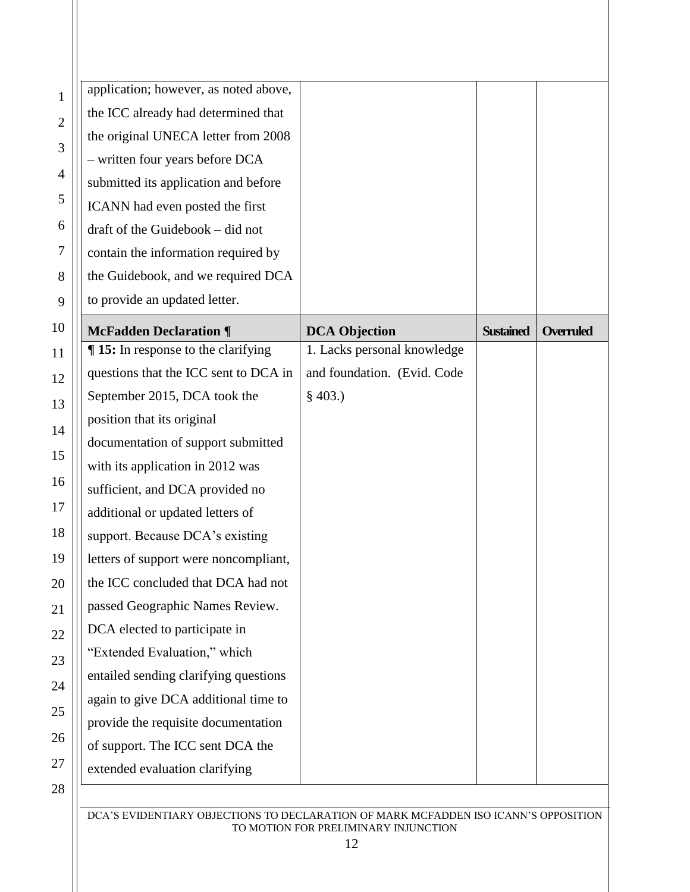| | | | |
|---|---|---|---|
| application; however, as noted above, the ICC already had determined that the original UNECA letter from 2008 – written four years before DCA submitted its application and before ICANN had even posted the first draft of the Guidebook – did not contain the information required by the Guidebook, and we required DCA to provide an updated letter. | | | |

| McFadden Declaration ¶ | DCA Objection | Sustained | Overruled |
|---|---|---|---|
| **¶ 15:** In response to the clarifying questions that the ICC sent to DCA in September 2015, DCA took the position that its original documentation of support submitted with its application in 2012 was sufficient, and DCA provided no additional or updated letters of support. Because DCA's existing letters of support were noncompliant, the ICC concluded that DCA had not passed Geographic Names Review. DCA elected to participate in "Extended Evaluation," which entailed sending clarifying questions again to give DCA additional time to provide the requisite documentation of support. The ICC sent DCA the extended evaluation clarifying | 1. Lacks personal knowledge and foundation. (Evid. Code § 403.) | | |

DCA'S EVIDENTIARY OBJECTIONS TO DECLARATION OF MARK MCFADDEN ISO ICANN'S OPPOSITION TO MOTION FOR PRELIMINARY INJUNCTION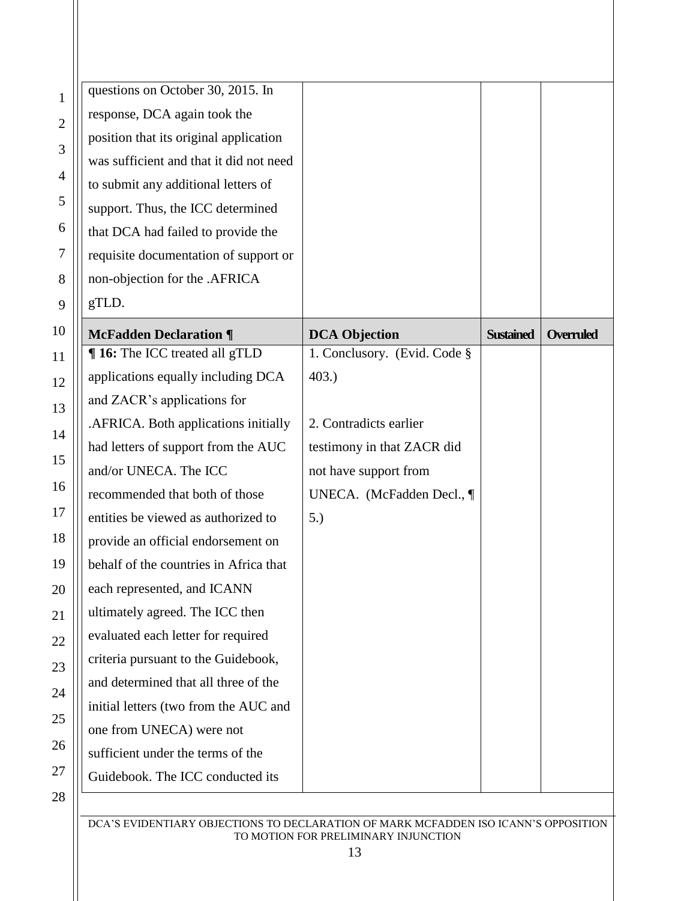| | | | |
|---|---|---|---|
| questions on October 30, 2015. In response, DCA again took the position that its original application was sufficient and that it did not need to submit any additional letters of support. Thus, the ICC determined that DCA had failed to provide the requisite documentation of support or non-objection for the .AFRICA gTLD. | | | |

| McFadden Declaration ¶ | DCA Objection | Sustained | Overruled |
|---|---|---|---|
| **¶ 16:** The ICC treated all gTLD applications equally including DCA and ZACR's applications for .AFRICA. Both applications initially had letters of support from the AUC and/or UNECA. The ICC recommended that both of those entities be viewed as authorized to provide an official endorsement on behalf of the countries in Africa that each represented, and ICANN ultimately agreed. The ICC then evaluated each letter for required criteria pursuant to the Guidebook, and determined that all three of the initial letters (two from the AUC and one from UNECA) were not sufficient under the terms of the Guidebook. The ICC conducted its | 1. Conclusory. (Evid. Code § 403.)<br><br>2. Contradicts earlier testimony in that ZACR did not have support from UNECA. (McFadden Decl., ¶ 5.) | | |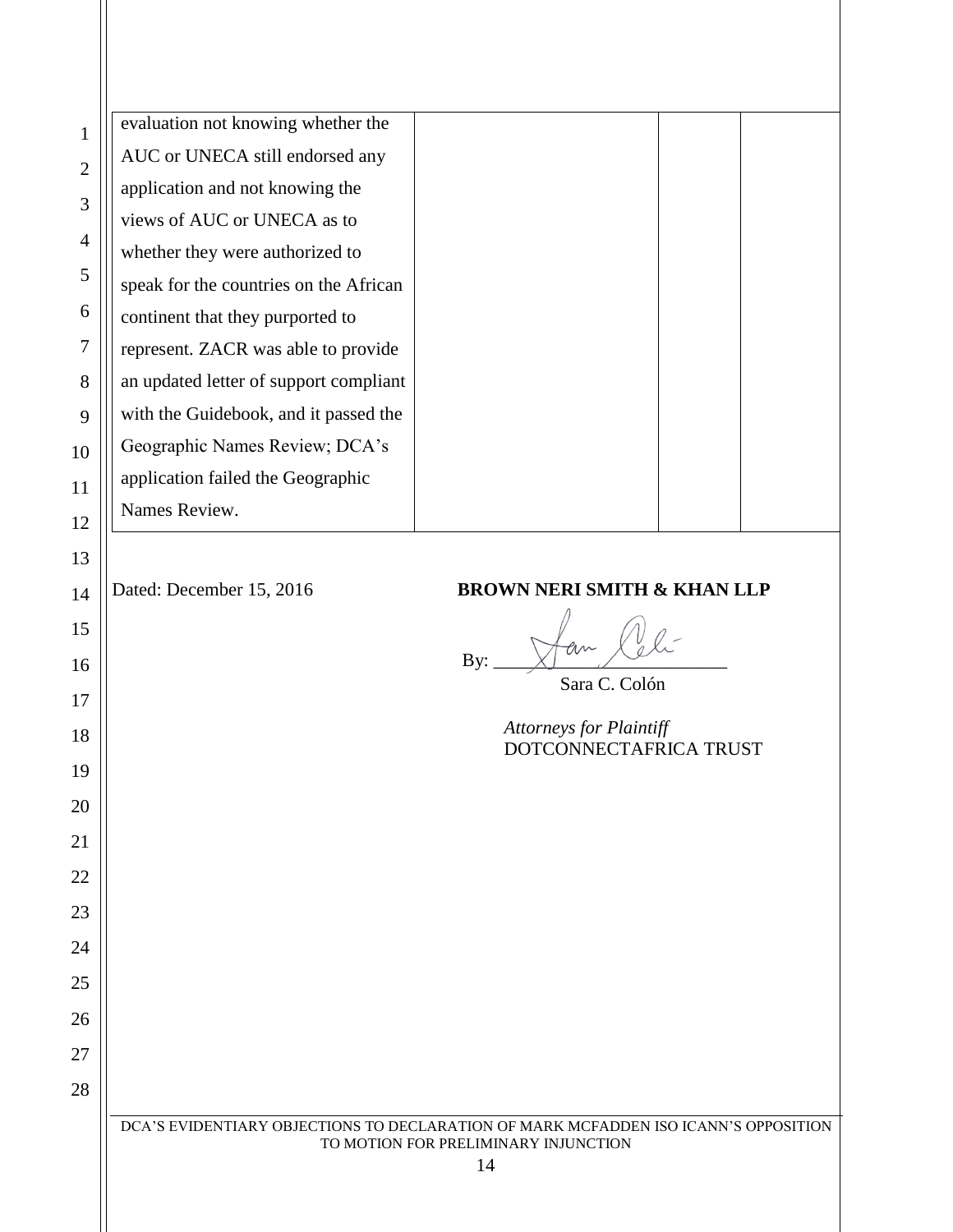| | | | |
|---|---|---|---|
| evaluation not knowing whether the AUC or UNECA still endorsed any application and not knowing the views of AUC or UNECA as to whether they were authorized to speak for the countries on the African continent that they purported to represent. ZACR was able to provide an updated letter of support compliant with the Guidebook, and it passed the Geographic Names Review; DCA's application failed the Geographic Names Review. | | | |

Dated: December 15, 2016

**BROWN NERI SMITH & KHAN LLP**

By: ______________________
Sara C. Colón

*Attorneys for Plaintiff*
DOTCONNECTAFRICA TRUST